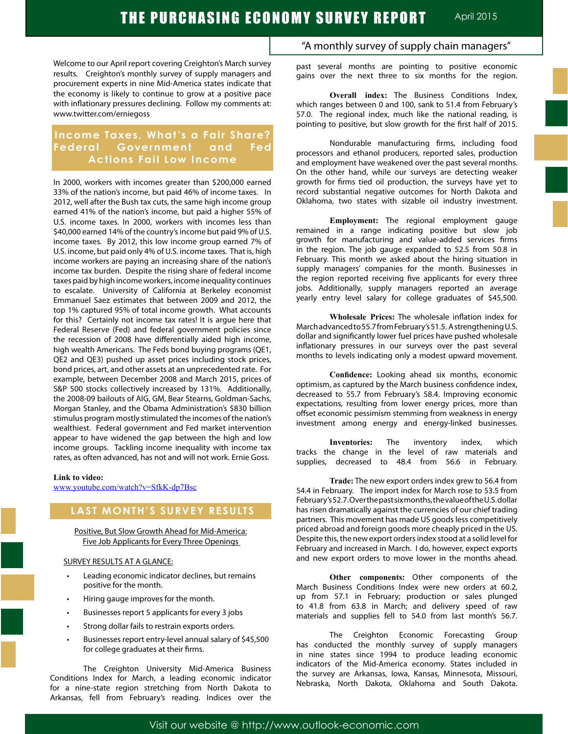# THE PURCHASING ECONOMY SURVEY REPORT

April 2015

"A monthly survey of supply chain managers"

Welcome to our April report covering Creighton's March survey results. Creighton's monthly survey of supply managers and procurement experts in nine Mid-America states indicate that the economy is likely to continue to grow at a positive pace with inflationary pressures declining. Follow my comments at: www.twitter.com/erniegoss

## Income Taxes, What's a Fair Share? Federal Government and Fed Actions Fail Low Income

In 2000, workers with incomes greater than $200,000 earned 33% of the nation's income, but paid 46% of income taxes. In 2012, well after the Bush tax cuts, the same high income group earned 41% of the nation's income, but paid a higher 55% of U.S. income taxes. In 2000, workers with incomes less than $40,000 earned 14% of the country's income but paid 9% of U.S. income taxes. By 2012, this low income group earned 7% of U.S. income, but paid only 4% of U.S. income taxes. That is, high income workers are paying an increasing share of the nation's income tax burden. Despite the rising share of federal income taxes paid by high income workers, income inequality continues to escalate. University of California at Berkeley economist Emmanuel Saez estimates that between 2009 and 2012, the top 1% captured 95% of total income growth. What accounts for this? Certainly not income tax rates! It is argue here that Federal Reserve (Fed) and federal government policies since the recession of 2008 have differentially aided high income, high wealth Americans. The Feds bond buying programs (QE1, QE2 and QE3) pushed up asset prices including stock prices, bond prices, art, and other assets at an unprecedented rate. For example, between December 2008 and March 2015, prices of S&P 500 stocks collectively increased by 131%. Additionally, the 2008-09 bailouts of AIG, GM, Bear Stearns, Goldman-Sachs, Morgan Stanley, and the Obama Administration's $830 billion stimulus program mostly stimulated the incomes of the nation's wealthiest. Federal government and Fed market intervention appear to have widened the gap between the high and low income groups. Tackling income inequality with income tax rates, as often advanced, has not and will not work. Ernie Goss.

**Link to video:**
www.youtube.com/watch?v=SfkK-dp7Bsc

## LAST MONTH'S SURVEY RESULTS

Positive, But Slow Growth Ahead for Mid-America:
Five Job Applicants for Every Three Openings

SURVEY RESULTS AT A GLANCE:

- Leading economic indicator declines, but remains positive for the month.
- Hiring gauge improves for the month.
- Businesses report 5 applicants for every 3 jobs
- Strong dollar fails to restrain exports orders.
- Businesses report entry-level annual salary of $45,500 for college graduates at their firms.

The Creighton University Mid-America Business Conditions Index for March, a leading economic indicator for a nine-state region stretching from North Dakota to Arkansas, fell from February's reading. Indices over the past several months are pointing to positive economic gains over the next three to six months for the region.

**Overall index:** The Business Conditions Index, which ranges between 0 and 100, sank to 51.4 from February's 57.0. The regional index, much like the national reading, is pointing to positive, but slow growth for the first half of 2015.

Nondurable manufacturing firms, including food processors and ethanol producers, reported sales, production and employment have weakened over the past several months. On the other hand, while our surveys are detecting weaker growth for firms tied oil production, the surveys have yet to record substantial negative outcomes for North Dakota and Oklahoma, two states with sizable oil industry investment.

**Employment:** The regional employment gauge remained in a range indicating positive but slow job growth for manufacturing and value-added services firms in the region. The job gauge expanded to 52.5 from 50.8 in February. This month we asked about the hiring situation in supply managers' companies for the month. Businesses in the region reported receiving five applicants for every three jobs. Additionally, supply managers reported an average yearly entry level salary for college graduates of $45,500.

**Wholesale Prices:** The wholesale inflation index for March advanced to 55.7 from February's 51.5. A strengthening U.S. dollar and significantly lower fuel prices have pushed wholesale inflationary pressures in our surveys over the past several months to levels indicating only a modest upward movement.

**Confidence:** Looking ahead six months, economic optimism, as captured by the March business confidence index, decreased to 55.7 from February's 58.4. Improving economic expectations, resulting from lower energy prices, more than offset economic pessimism stemming from weakness in energy investment among energy and energy-linked businesses.

**Inventories:** The inventory index, which tracks the change in the level of raw materials and supplies, decreased to 48.4 from 56.6 in February.

**Trade:** The new export orders index grew to 56.4 from 54.4 in February. The import index for March rose to 53.5 from February's 52.7. Over the past six months, the value of the U.S. dollar has risen dramatically against the currencies of our chief trading partners. This movement has made US goods less competitively priced abroad and foreign goods more cheaply priced in the US. Despite this, the new export orders index stood at a solid level for February and increased in March. I do, however, expect exports and new export orders to move lower in the months ahead.

**Other components:** Other components of the March Business Conditions Index were new orders at 60.2, up from 57.1 in February; production or sales plunged to 41.8 from 63.8 in March; and delivery speed of raw materials and supplies fell to 54.0 from last month's 56.7.

The Creighton Economic Forecasting Group has conducted the monthly survey of supply managers in nine states since 1994 to produce leading economic indicators of the Mid-America economy. States included in the survey are Arkansas, Iowa, Kansas, Minnesota, Missouri, Nebraska, North Dakota, Oklahoma and South Dakota.

Visit our website @ http://www.outlook-economic.com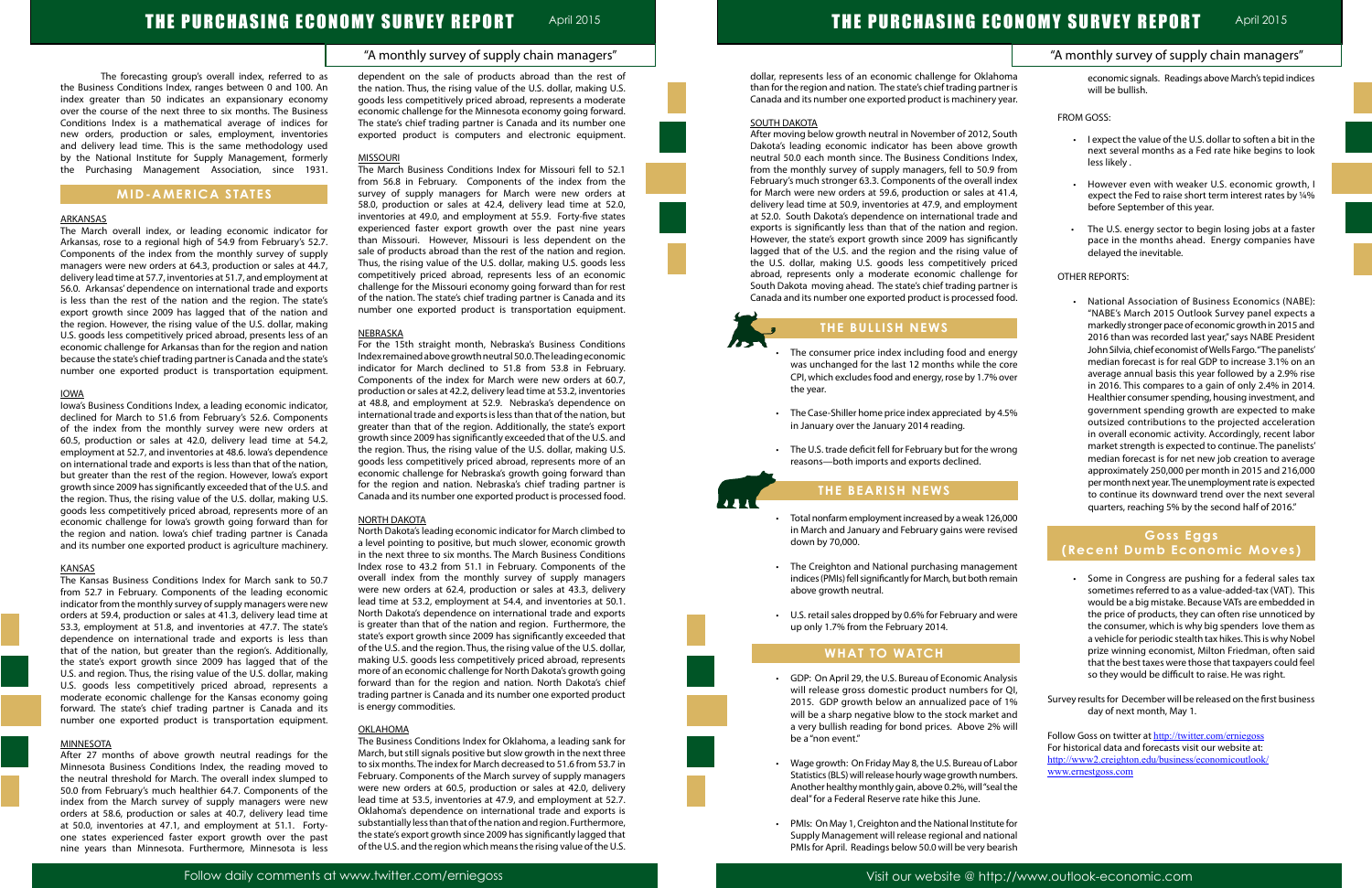The forecasting group's overall index, referred to as the Business Conditions Index, ranges between 0 and 100. An index greater than 50 indicates an expansionary economy over the course of the next three to six months. The Business Conditions Index is a mathematical average of indices for new orders, production or sales, employment, inventories and delivery lead time. This is the same methodology used by the National Institute for Supply Management, formerly the Purchasing Management Association, since 1931.

## MID-AMERICA STATES

### ARKANSAS

The March overall index, or leading economic indicator for Arkansas, rose to a regional high of 54.9 from February's 52.7. Components of the index from the monthly survey of supply managers were new orders at 64.3, production or sales at 44.7, delivery lead time at 57.7, inventories at 51.7, and employment at 56.0. Arkansas' dependence on international trade and exports is less than the rest of the nation and the region. The state's export growth since 2009 has lagged that of the nation and the region. However, the rising value of the U.S. dollar, making U.S. goods less competitively priced abroad, presents less of an economic challenge for Arkansas than for the region and nation because the state's chief trading partner is Canada and the state's number one exported product is transportation equipment.

### IOWA

Iowa's Business Conditions Index, a leading economic indicator, declined for March to 51.6 from February's 52.6. Components of the index from the monthly survey were new orders at 60.5, production or sales at 42.0, delivery lead time at 54.2, employment at 52.7, and inventories at 48.6. Iowa's dependence on international trade and exports is less than that of the nation, but greater than the rest of the region. However, Iowa's export growth since 2009 has significantly exceeded that of the U.S. and the region. Thus, the rising value of the U.S. dollar, making U.S. goods less competitively priced abroad, represents more of an economic challenge for Iowa's growth going forward than for the region and nation. Iowa's chief trading partner is Canada and its number one exported product is agriculture machinery.

### KANSAS

The Kansas Business Conditions Index for March sank to 50.7 from 52.7 in February. Components of the leading economic indicator from the monthly survey of supply managers were new orders at 59.4, production or sales at 41.4, delivery lead time at 53.3, employment at 51.8, and inventories at 47.7. The state's dependence on international trade and exports is less than that of the nation, but greater than the region's. Additionally, the state's export growth since 2009 has lagged that of the U.S. and region. Thus, the rising value of the U.S. dollar, making U.S. goods less competitively priced abroad, represents a moderate economic challenge for the Kansas economy going forward. The state's chief trading partner is Canada and its number one exported product is transportation equipment.

### MINNESOTA

After 27 months of above growth neutral readings for the Minnesota Business Conditions Index, the reading moved to the neutral threshold for March. The overall index slumped to 50.0 from February's much healthier 64.7. Components of the index from the March survey of supply managers were new orders at 58.6, production or sales at 40.7, delivery lead time at 50.0, inventories at 47.1, and employment at 51.1. Forty-one states experienced faster export growth over the past nine years than Minnesota. Furthermore, Minnesota is less dependent on the sale of products abroad than the rest of the nation. Thus, the rising value of the U.S. dollar, making U.S. goods less competitively priced abroad, represents a moderate economic challenge for the Minnesota economy going forward. The state's chief trading partner is Canada and its number one exported product is computers and electronic equipment.

### MISSOURI

The March Business Conditions Index for Missouri fell to 52.1 from 56.8 in February. Components of the index from the survey of supply managers for March were new orders at 58.0, production or sales at 42.4, delivery lead time at 52.0, inventories at 49.0, and employment at 55.9. Forty-five states experienced faster export growth over the past nine years than Missouri. However, Missouri is less dependent on the sale of products abroad than the rest of the nation and region. Thus, the rising value of the U.S. dollar, making U.S. goods less competitively priced abroad, represents less of an economic challenge for the Missouri economy going forward than for rest of the nation. The state's chief trading partner is Canada and its number one exported product is transportation equipment.

### NEBRASKA

For the 15th straight month, Nebraska's Business Conditions Index remained above growth neutral 50.0. The leading economic indicator for March declined to 51.8 from 53.8 in February. Components of the index for March were new orders at 60.7, production or sales at 42.2, delivery lead time at 53.2, inventories at 48.8, and employment at 52.9. Nebraska's dependence on international trade and exports is less than that of the nation, but greater than that of the region. Additionally, the state's export growth since 2009 has significantly exceeded that of the U.S. and the region. Thus, the rising value of the U.S. dollar, making U.S. goods less competitively priced abroad, represents more of an economic challenge for Nebraska's growth going forward than for the region and nation. Nebraska's chief trading partner is Canada and its number one exported product is processed food.

### NORTH DAKOTA

North Dakota's leading economic indicator for March climbed to a level pointing to positive, but much slower, economic growth in the next three to six months. The March Business Conditions Index rose to 43.2 from 51.1 in February. Components of the overall index from the monthly survey of supply managers were new orders at 62.4, production or sales at 43.3, delivery lead time at 53.2, employment at 54.4, and inventories at 50.1. North Dakota's dependence on international trade and exports is greater than that of the region and nation. Furthermore, the state's export growth since 2009 has significantly exceeded that of the U.S. and the region. Thus, the rising value of the U.S. dollar, making U.S. goods less competitively priced abroad, represents more of an economic challenge for North Dakota's growth going forward than for the region and nation. North Dakota's chief trading partner is Canada and its number one exported product is energy commodities.

### OKLAHOMA

The Business Conditions Index for Oklahoma, a leading sank for March, but still signals positive but slow growth in the next three to six months. The index for March decreased to 51.6 from 53.7 in February. Components of the March survey of supply managers were new orders at 60.5, production or sales at 42.0, delivery lead time at 53.5, inventories at 47.9, and employment at 52.7. Oklahoma's dependence on international trade and exports is substantially less than that of the nation and the region. Furthermore, the state's export growth since 2009 has significantly lagged that of the U.S. and the region which means the rising value of the U.S. dollar, represents less of an economic challenge for Oklahoma than for the region and nation. The state's chief trading partner is Canada and its number one exported product is machinery year.

### SOUTH DAKOTA

After moving below growth neutral in November of 2012, South Dakota's leading economic indicator has been above growth neutral 50.0 each month since. The Business Conditions Index, from the monthly survey of supply managers, fell to 50.9 from February's much stronger 63.3. Components of the overall index for March were new orders at 59.6, production or sales at 41.4, delivery lead time at 50.9, inventories at 47.9, and employment at 52.0. South Dakota's dependence on international trade and exports is significantly less than that of the nation and region. However, the state's export growth since 2009 has significantly lagged that of the U.S. and the region and the rising value of the U.S. dollar, making U.S. goods less competitively priced abroad, represents only a moderate economic challenge for South Dakota moving ahead. The state's chief trading partner is Canada and its number one exported product is processed food.

## THE BULLISH NEWS

- The consumer price index including food and energy was unchanged for the last 12 months while the core CPI, which excludes food and energy, rose by 1.7% over the year.
- The Case-Shiller home price index appreciated by 4.5% in January over the January 2014 reading.
- The U.S. trade deficit fell for February but for the wrong reasons—both imports and exports declined.

## THE BEARISH NEWS

- Total nonfarm employment increased by a weak 126,000 in March and January and February gains were revised down by 70,000.
- The Creighton and National purchasing management indices (PMIs) fell significantly for March, but both remain above growth neutral.
- U.S. retail sales dropped by 0.6% for February and were up only 1.7% from the February 2014.

## WHAT TO WATCH

- GDP: On April 29, the U.S. Bureau of Economic Analysis will release gross domestic product numbers for QI, 2015. GDP growth below an annualized pace of 1% will be a sharp negative blow to the stock market and a very bullish reading for bond prices. Above 2% will be a "non event."
- Wage growth: On Friday May 8, the U.S. Bureau of Labor Statistics (BLS) will release hourly wage growth numbers. Another healthy monthly gain, above 0.2%, will "seal the deal" for a Federal Reserve rate hike this June.
- PMIs: On May 1, Creighton and the National Institute for Supply Management will release regional and national PMIs for April. Readings below 50.0 will be very bearish economic signals. Readings above March's tepid indices will be bullish.

FROM GOSS:

- I expect the value of the U.S. dollar to soften a bit in the next several months as a Fed rate hike begins to look less likely .
- However even with weaker U.S. economic growth, I expect the Fed to raise short term interest rates by ¼% before September of this year.
- The U.S. energy sector to begin losing jobs at a faster pace in the months ahead. Energy companies have delayed the inevitable.

OTHER REPORTS:

- National Association of Business Economics (NABE): "NABE's March 2015 Outlook Survey panel expects a markedly stronger pace of economic growth in 2015 and 2016 than was recorded last year," says NABE President John Silvia, chief economist of Wells Fargo. "The panelists' median forecast is for real GDP to increase 3.1% on an average annual basis this year followed by a 2.9% rise in 2016. This compares to a gain of only 2.4% in 2014. Healthier consumer spending, housing investment, and government spending growth are expected to make outsized contributions to the projected acceleration in overall economic activity. Accordingly, recent labor market strength is expected to continue. The panelists' median forecast is for net new job creation to average approximately 250,000 per month in 2015 and 216,000 per month next year. The unemployment rate is expected to continue its downward trend over the next several quarters, reaching 5% by the second half of 2016."

## Goss Eggs (Recent Dumb Economic Moves)

- Some in Congress are pushing for a federal sales tax sometimes referred to as a value-added-tax (VAT). This would be a big mistake. Because VATs are embedded in the price of products, they can often rise unnoticed by the consumer, which is why big spenders love them as a vehicle for periodic stealth tax hikes. This is why Nobel prize winning economist, Milton Friedman, often said that the best taxes were those that taxpayers could feel so they would be difficult to raise. He was right.

Survey results for December will be released on the first business day of next month, May 1.

Follow Goss on twitter at http://twitter.com/erniegoss
For historical data and forecasts visit our website at:
http://www2.creighton.edu/business/economicoutlook/
www.ernestgoss.com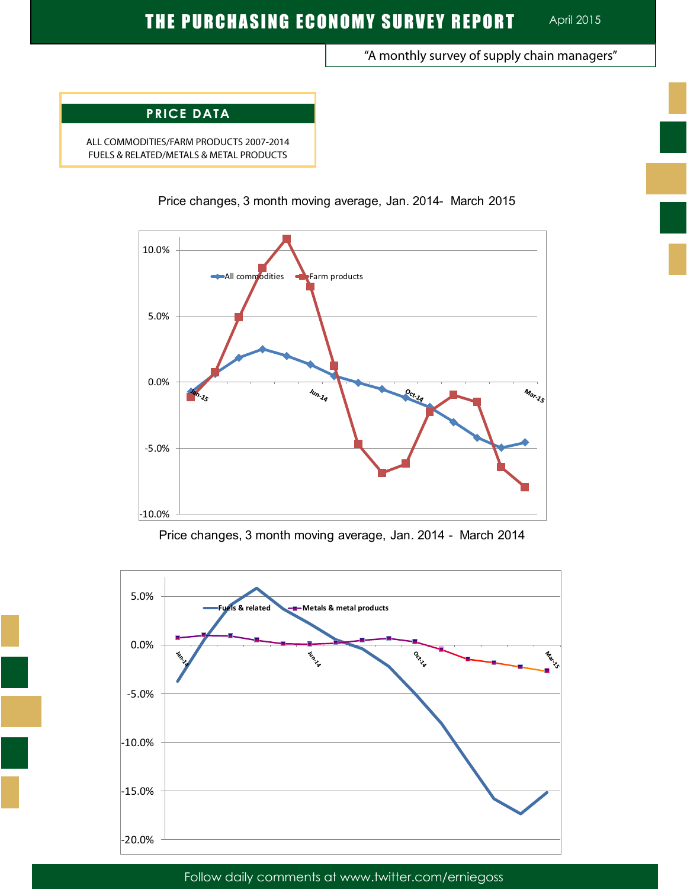# THE PURCHASING ECONOMY SURVEY REPORT

April 2015

"A monthly survey of supply chain managers"

## PRICE DATA

ALL COMMODITIES/FARM PRODUCTS 2007-2014
FUELS & RELATED/METALS & METAL PRODUCTS

Price changes, 3 month moving average, Jan. 2014- March 2015

10.0%
5.0%
0.0%
-5.0%
-10.0%

All commodities
Farm products

Jan-15
Jun-14
Oct-14
Mar-15

Price changes, 3 month moving average, Jan. 2014 - March 2014

5.0%
0.0%
-5.0%
-10.0%
-15.0%
-20.0%

Fuels & related
Metals & metal products

Jan-14
Jun-14
Oct-14
Mar-15

Follow daily comments at www.twitter.com/erniegoss